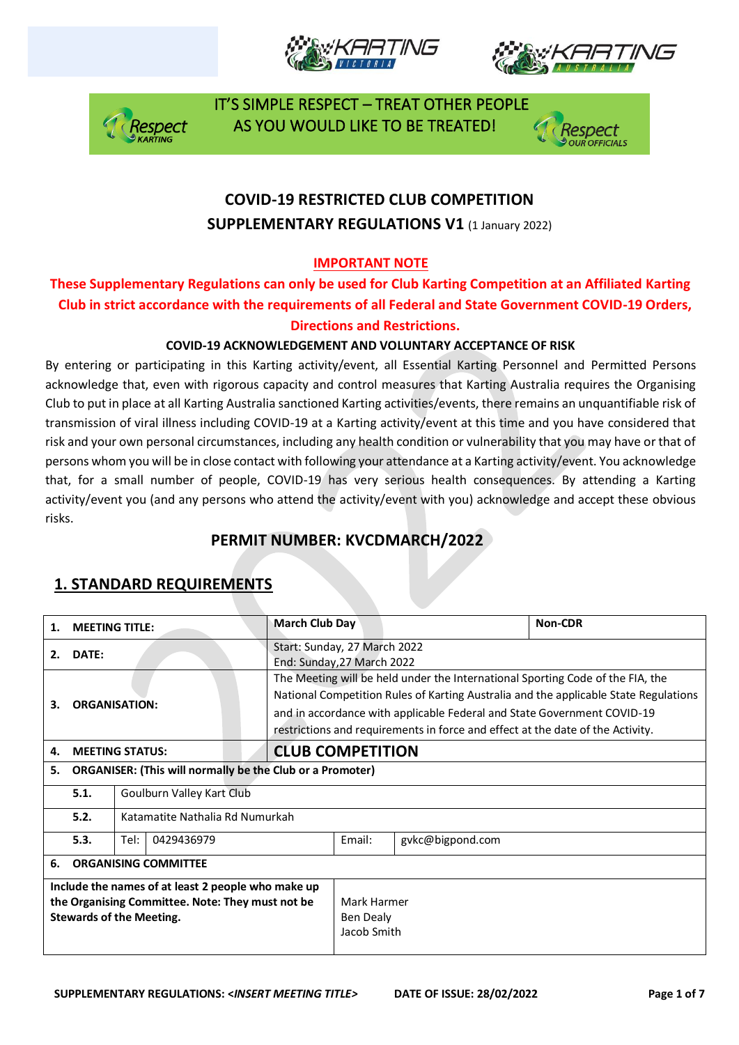IT'S SIMPLE RESPECT – TREAT OTHER PEOPLE AS YOU WOULD LIKE TO BE TREATED!

# COVID-19 RESTRICTED CLUB COMPETITION
## SUPPLEMENTARY REGULATIONS V1 (1 January 2022)

**IMPORTANT NOTE**

**These Supplementary Regulations can only be used for Club Karting Competition at an Affiliated Karting Club in strict accordance with the requirements of all Federal and State Government COVID-19 Orders, Directions and Restrictions.**

**COVID-19 ACKNOWLEDGEMENT AND VOLUNTARY ACCEPTANCE OF RISK**

By entering or participating in this Karting activity/event, all Essential Karting Personnel and Permitted Persons acknowledge that, even with rigorous capacity and control measures that Karting Australia requires the Organising Club to put in place at all Karting Australia sanctioned Karting activities/events, there remains an unquantifiable risk of transmission of viral illness including COVID-19 at a Karting activity/event at this time and you have considered that risk and your own personal circumstances, including any health condition or vulnerability that you may have or that of persons whom you will be in close contact with following your attendance at a Karting activity/event. You acknowledge that, for a small number of people, COVID-19 has very serious health consequences. By attending a Karting activity/event you (and any persons who attend the activity/event with you) acknowledge and accept these obvious risks.

## PERMIT NUMBER: KVCDMARCH/2022

## 1. STANDARD REQUIREMENTS

| | | | | | |
|---|---|---|---|---|---|
| **1.** | **MEETING TITLE:** | | **March Club Day** | | **Non-CDR** |
| **2.** | **DATE:** | | Start: Sunday, 27 March 2022<br>End: Sunday,27 March 2022 | | |
| **3.** | **ORGANISATION:** | | The Meeting will be held under the International Sporting Code of the FIA, the National Competition Rules of Karting Australia and the applicable State Regulations and in accordance with applicable Federal and State Government COVID-19 restrictions and requirements in force and effect at the date of the Activity. | | |
| **4.** | **MEETING STATUS:** | | **CLUB COMPETITION** | | |
| **5.** | **ORGANISER: (This will normally be the Club or a Promoter)** | | | | |
| | **5.1.** | Goulburn Valley Kart Club | | | |
| | **5.2.** | Katamatite Nathalia Rd Numurkah | | | |
| | **5.3.** | Tel: 0429436979 | | Email: | gvkc@bigpond.com |
| **6.** | **ORGANISING COMMITTEE** | | | | |
| **Include the names of at least 2 people who make up the Organising Committee. Note: They must not be Stewards of the Meeting.** | | | Mark Harmer<br>Ben Dealy<br>Jacob Smith | | |

SUPPLEMENTARY REGULATIONS: <*INSERT MEETING TITLE*> DATE OF ISSUE: 28/02/2022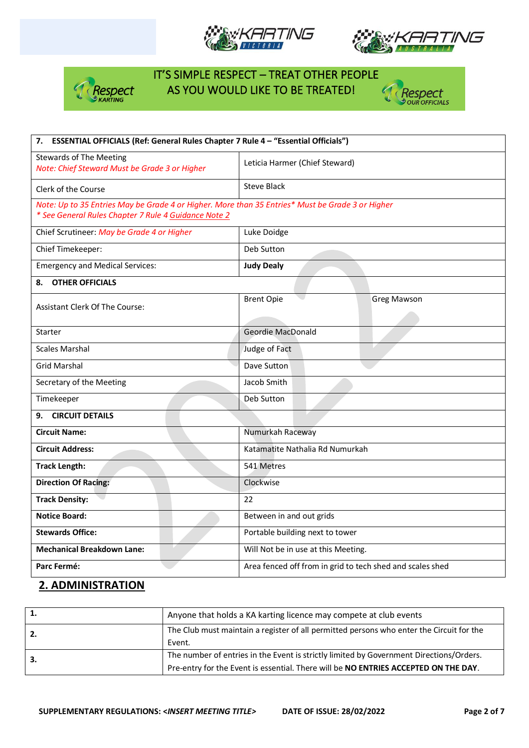IT'S SIMPLE RESPECT – TREAT OTHER PEOPLE AS YOU WOULD LIKE TO BE TREATED!

| 7. ESSENTIAL OFFICIALS (Ref: General Rules Chapter 7 Rule 4 – "Essential Officials") | | |
|---|---|---|
| Stewards of The Meeting<br>*Note: Chief Steward Must be Grade 3 or Higher* | Leticia Harmer (Chief Steward) | |
| Clerk of the Course | Steve Black | |
| *Note: Up to 35 Entries May be Grade 4 or Higher. More than 35 Entries* Must be Grade 3 or Higher*<br>** See General Rules Chapter 7 Rule 4 Guidance Note 2* | | |
| Chief Scrutineer: *May be Grade 4 or Higher* | Luke Doidge | |
| Chief Timekeeper: | Deb Sutton | |
| Emergency and Medical Services: | **Judy Dealy** | |
| **8. OTHER OFFICIALS** | | |
| Assistant Clerk Of The Course: | Brent Opie | Greg Mawson |
| Starter | Geordie MacDonald | |
| Scales Marshal | Judge of Fact | |
| Grid Marshal | Dave Sutton | |
| Secretary of the Meeting | Jacob Smith | |
| Timekeeper | Deb Sutton | |
| **9. CIRCUIT DETAILS** | | |
| **Circuit Name:** | Numurkah Raceway | |
| **Circuit Address:** | Katamatite Nathalia Rd Numurkah | |
| **Track Length:** | 541 Metres | |
| **Direction Of Racing:** | Clockwise | |
| **Track Density:** | 22 | |
| **Notice Board:** | Between in and out grids | |
| **Stewards Office:** | Portable building next to tower | |
| **Mechanical Breakdown Lane:** | Will Not be in use at this Meeting. | |
| **Parc Fermé:** | Area fenced off from in grid to tech shed and scales shed | |

## 2. ADMINISTRATION

| | |
|---|---|
| **1.** | Anyone that holds a KA karting licence may compete at club events |
| **2.** | The Club must maintain a register of all permitted persons who enter the Circuit for the Event. |
| **3.** | The number of entries in the Event is strictly limited by Government Directions/Orders. Pre-entry for the Event is essential. There will be **NO ENTRIES ACCEPTED ON THE DAY**. |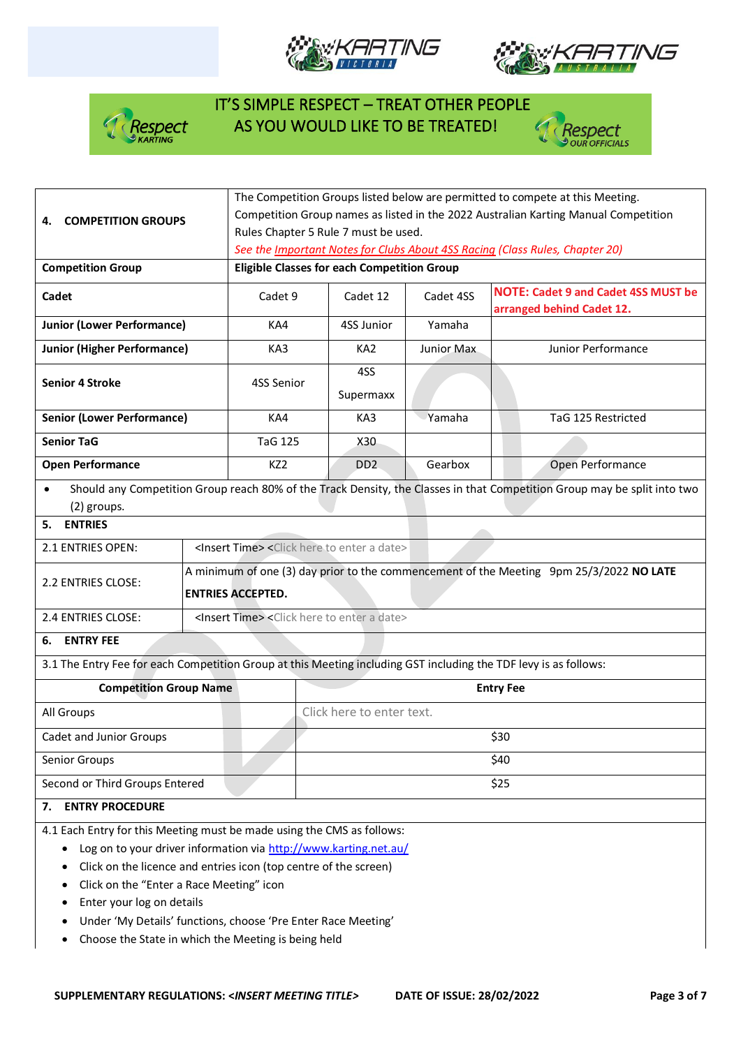IT'S SIMPLE RESPECT – TREAT OTHER PEOPLE AS YOU WOULD LIKE TO BE TREATED!

| **4. COMPETITION GROUPS** | The Competition Groups listed below are permitted to compete at this Meeting. Competition Group names as listed in the 2022 Australian Karting Manual Competition Rules Chapter 5 Rule 7 must be used. *See the Important Notes for Clubs About 4SS Racing (Class Rules, Chapter 20)* | | | |
|---|---|---|---|---|
| **Competition Group** | **Eligible Classes for each Competition Group** | | | |
| **Cadet** | Cadet 9 | Cadet 12 | Cadet 4SS | **NOTE: Cadet 9 and Cadet 4SS MUST be arranged behind Cadet 12.** |
| **Junior (Lower Performance)** | KA4 | 4SS Junior | Yamaha | |
| **Junior (Higher Performance)** | KA3 | KA2 | Junior Max | Junior Performance |
| **Senior 4 Stroke** | 4SS Senior | 4SS Supermaxx | | |
| **Senior (Lower Performance)** | KA4 | KA3 | Yamaha | TaG 125 Restricted |
| **Senior TaG** | TaG 125 | X30 | | |
| **Open Performance** | KZ2 | DD2 | Gearbox | Open Performance |

- Should any Competition Group reach 80% of the Track Density, the Classes in that Competition Group may be split into two (2) groups.

## 5. ENTRIES

| | |
|---|---|
| 2.1 ENTRIES OPEN: | <Insert Time> <Click here to enter a date> |
| 2.2 ENTRIES CLOSE: | A minimum of one (3) day prior to the commencement of the Meeting 9pm 25/3/2022 **NO LATE ENTRIES ACCEPTED.** |
| 2.4 ENTRIES CLOSE: | <Insert Time> <Click here to enter a date> |

## 6. ENTRY FEE

3.1 The Entry Fee for each Competition Group at this Meeting including GST including the TDF levy is as follows:

| **Competition Group Name** | **Entry Fee** |
|---|---|
| All Groups | Click here to enter text. |
| Cadet and Junior Groups | $30 |
| Senior Groups | $40 |
| Second or Third Groups Entered | $25 |

## 7. ENTRY PROCEDURE

4.1 Each Entry for this Meeting must be made using the CMS as follows:

- Log on to your driver information via http://www.karting.net.au/
- Click on the licence and entries icon (top centre of the screen)
- Click on the "Enter a Race Meeting" icon
- Enter your log on details
- Under 'My Details' functions, choose 'Pre Enter Race Meeting'
- Choose the State in which the Meeting is being held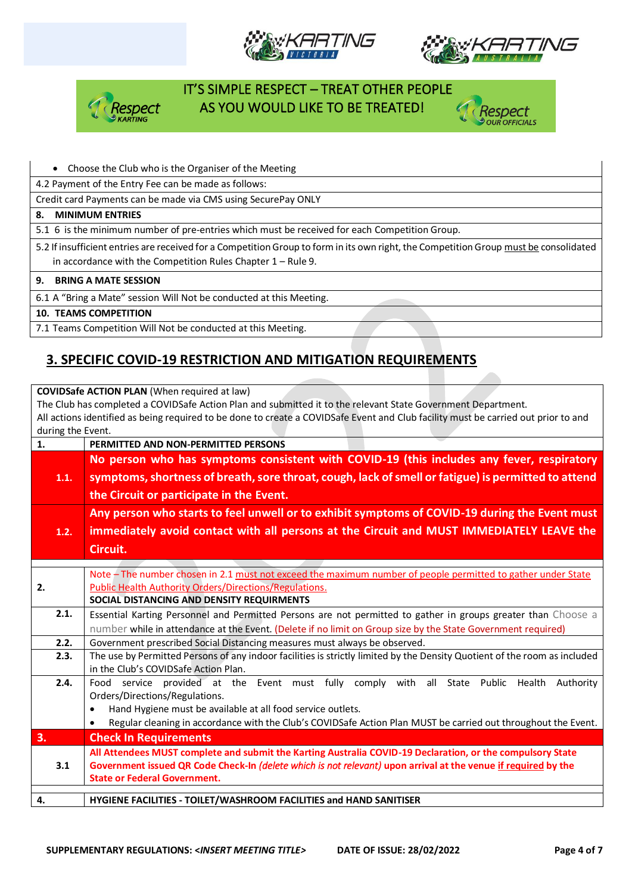IT'S SIMPLE RESPECT – TREAT OTHER PEOPLE AS YOU WOULD LIKE TO BE TREATED!

| |
|---|
| • Choose the Club who is the Organiser of the Meeting |
| 4.2 Payment of the Entry Fee can be made as follows: |
| Credit card Payments can be made via CMS using SecurePay ONLY |
| **8. MINIMUM ENTRIES** |
| 5.1 6 is the minimum number of pre-entries which must be received for each Competition Group. |
| 5.2 If insufficient entries are received for a Competition Group to form in its own right, the Competition Group must be consolidated in accordance with the Competition Rules Chapter 1 – Rule 9. |
| **9. BRING A MATE SESSION** |
| 6.1 A "Bring a Mate" session Will Not be conducted at this Meeting. |
| **10. TEAMS COMPETITION** |
| 7.1 Teams Competition Will Not be conducted at this Meeting. |

## 3. SPECIFIC COVID-19 RESTRICTION AND MITIGATION REQUIREMENTS

**COVIDSafe ACTION PLAN** (When required at law)
The Club has completed a COVIDSafe Action Plan and submitted it to the relevant State Government Department.
All actions identified as being required to be done to create a COVIDSafe Event and Club facility must be carried out prior to and during the Event.

| | |
|---|---|
| **1.** | **PERMITTED AND NON-PERMITTED PERSONS** |
| **1.1.** | **No person who has symptoms consistent with COVID-19 (this includes any fever, respiratory symptoms, shortness of breath, sore throat, cough, lack of smell or fatigue) is permitted to attend the Circuit or participate in the Event.** |
| **1.2.** | **Any person who starts to feel unwell or to exhibit symptoms of COVID-19 during the Event must immediately avoid contact with all persons at the Circuit and MUST IMMEDIATELY LEAVE the Circuit.** |
| **2.** | Note – The number chosen in 2.1 must not exceed the maximum number of people permitted to gather under State Public Health Authority Orders/Directions/Regulations.<br>**SOCIAL DISTANCING AND DENSITY REQUIRMENTS** |
| **2.1.** | Essential Karting Personnel and Permitted Persons are not permitted to gather in groups greater than Choose a number while in attendance at the Event. (Delete if no limit on Group size by the State Government required) |
| **2.2.** | Government prescribed Social Distancing measures must always be observed. |
| **2.3.** | The use by Permitted Persons of any indoor facilities is strictly limited by the Density Quotient of the room as included in the Club's COVIDSafe Action Plan. |
| **2.4.** | Food service provided at the Event must fully comply with all State Public Health Authority Orders/Directions/Regulations.<br>• Hand Hygiene must be available at all food service outlets.<br>• Regular cleaning in accordance with the Club's COVIDSafe Action Plan MUST be carried out throughout the Event. |
| **3.** | **Check In Requirements** |
| **3.1** | **All Attendees MUST complete and submit the Karting Australia COVID-19 Declaration, or the compulsory State Government issued QR Code Check-In *(delete which is not relevant)* upon arrival at the venue if required by the State or Federal Government.** |
| **4.** | **HYGIENE FACILITIES - TOILET/WASHROOM FACILITIES and HAND SANITISER** |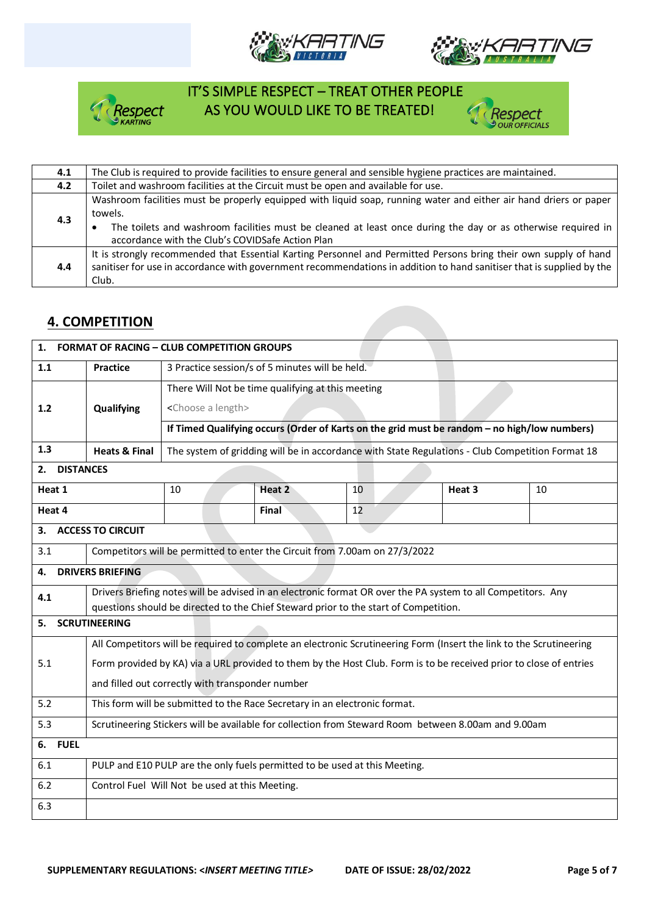IT'S SIMPLE RESPECT – TREAT OTHER PEOPLE AS YOU WOULD LIKE TO BE TREATED!

| | |
|---|---|
| **4.1** | The Club is required to provide facilities to ensure general and sensible hygiene practices are maintained. |
| **4.2** | Toilet and washroom facilities at the Circuit must be open and available for use. |
| **4.3** | Washroom facilities must be properly equipped with liquid soap, running water and either air hand driers or paper towels.<br>• The toilets and washroom facilities must be cleaned at least once during the day or as otherwise required in accordance with the Club's COVIDSafe Action Plan |
| **4.4** | It is strongly recommended that Essential Karting Personnel and Permitted Persons bring their own supply of hand sanitiser for use in accordance with government recommendations in addition to hand sanitiser that is supplied by the Club. |

## 4. COMPETITION

| **1. FORMAT OF RACING – CLUB COMPETITION GROUPS** | | |
|---|---|---|
| **1.1** | **Practice** | 3 Practice session/s of 5 minutes will be held. |
| **1.2** | **Qualifying** | There Will Not be time qualifying at this meeting<br><Choose a length><br>**If Timed Qualifying occurs (Order of Karts on the grid must be random – no high/low numbers)** |
| **1.3** | **Heats & Final** | The system of gridding will be in accordance with State Regulations - Club Competition Format 18 |

**2. DISTANCES**

| | | | | | |
|---|---|---|---|---|---|
| **Heat 1** | 10 | **Heat 2** | 10 | **Heat 3** | 10 |
| **Heat 4** | | **Final** | 12 | | |

| | |
|---|---|
| **3. ACCESS TO CIRCUIT** | |
| 3.1 | Competitors will be permitted to enter the Circuit from 7.00am on 27/3/2022 |
| **4. DRIVERS BRIEFING** | |
| 4.1 | Drivers Briefing notes will be advised in an electronic format OR over the PA system to all Competitors. Any questions should be directed to the Chief Steward prior to the start of Competition. |
| **5. SCRUTINEERING** | |
| 5.1 | All Competitors will be required to complete an electronic Scrutineering Form (Insert the link to the Scrutineering Form provided by KA) via a URL provided to them by the Host Club. Form is to be received prior to close of entries and filled out correctly with transponder number |
| 5.2 | This form will be submitted to the Race Secretary in an electronic format. |
| 5.3 | Scrutineering Stickers will be available for collection from Steward Room between 8.00am and 9.00am |
| **6. FUEL** | |
| 6.1 | PULP and E10 PULP are the only fuels permitted to be used at this Meeting. |
| 6.2 | Control Fuel Will Not be used at this Meeting. |
| 6.3 | |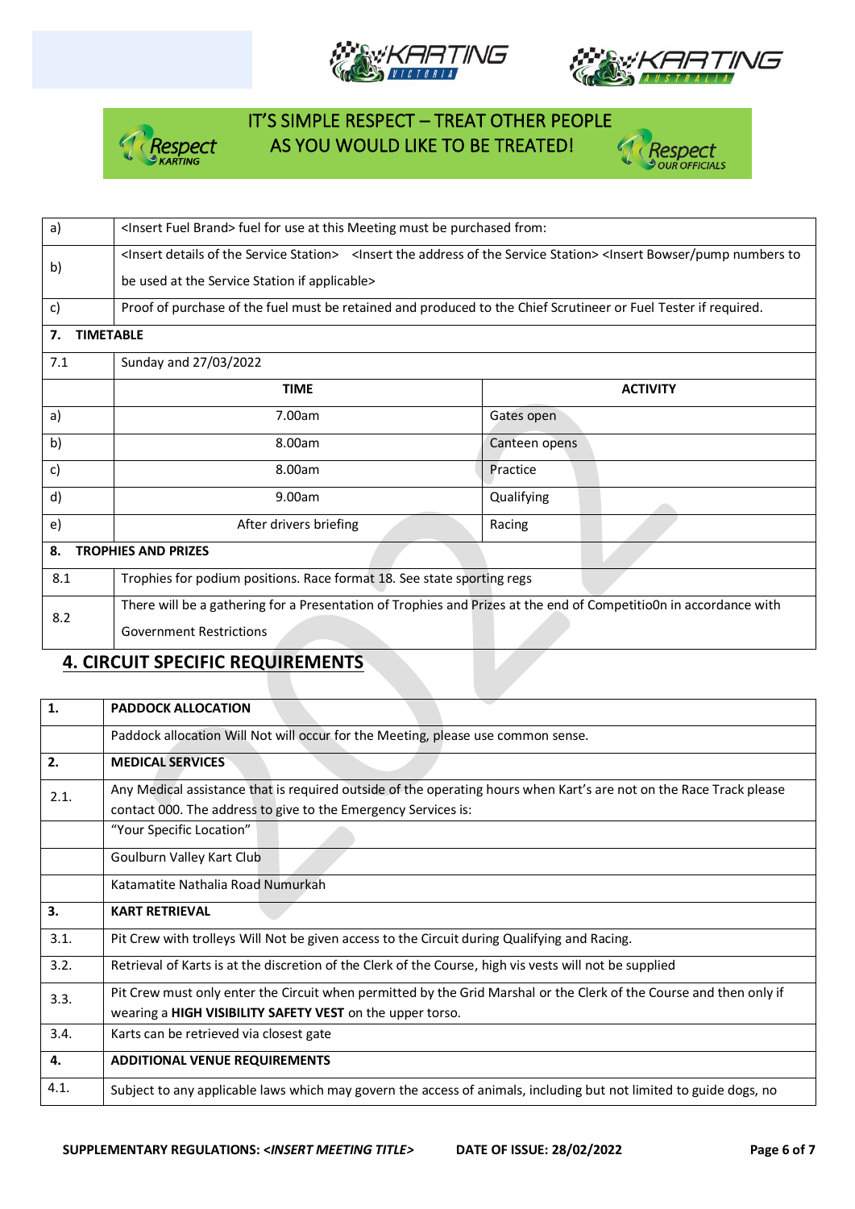IT'S SIMPLE RESPECT – TREAT OTHER PEOPLE AS YOU WOULD LIKE TO BE TREATED!

| | |
|---|---|
| a) | <Insert Fuel Brand> fuel for use at this Meeting must be purchased from: |
| b) | <Insert details of the Service Station> <Insert the address of the Service Station> <Insert Bowser/pump numbers to be used at the Service Station if applicable> |
| c) | Proof of purchase of the fuel must be retained and produced to the Chief Scrutineer or Fuel Tester if required. |
| **7.** | **TIMETABLE** |
| 7.1 | Sunday and 27/03/2022 |

| | TIME | ACTIVITY |
|---|---|---|
| a) | 7.00am | Gates open |
| b) | 8.00am | Canteen opens |
| c) | 8.00am | Practice |
| d) | 9.00am | Qualifying |
| e) | After drivers briefing | Racing |

| | |
|---|---|
| **8.** | **TROPHIES AND PRIZES** |
| 8.1 | Trophies for podium positions. Race format 18. See state sporting regs |
| 8.2 | There will be a gathering for a Presentation of Trophies and Prizes at the end of Competitio0n in accordance with Government Restrictions |

## 4. CIRCUIT SPECIFIC REQUIREMENTS

| | |
|---|---|
| **1.** | **PADDOCK ALLOCATION** |
| | Paddock allocation Will Not will occur for the Meeting, please use common sense. |
| **2.** | **MEDICAL SERVICES** |
| 2.1. | Any Medical assistance that is required outside of the operating hours when Kart's are not on the Race Track please contact 000. The address to give to the Emergency Services is: |
| | "Your Specific Location" |
| | Goulburn Valley Kart Club |
| | Katamatite Nathalia Road Numurkah |
| **3.** | **KART RETRIEVAL** |
| 3.1. | Pit Crew with trolleys Will Not be given access to the Circuit during Qualifying and Racing. |
| 3.2. | Retrieval of Karts is at the discretion of the Clerk of the Course, high vis vests will not be supplied |
| 3.3. | Pit Crew must only enter the Circuit when permitted by the Grid Marshal or the Clerk of the Course and then only if wearing a **HIGH VISIBILITY SAFETY VEST** on the upper torso. |
| 3.4. | Karts can be retrieved via closest gate |
| **4.** | **ADDITIONAL VENUE REQUIREMENTS** |
| 4.1. | Subject to any applicable laws which may govern the access of animals, including but not limited to guide dogs, no |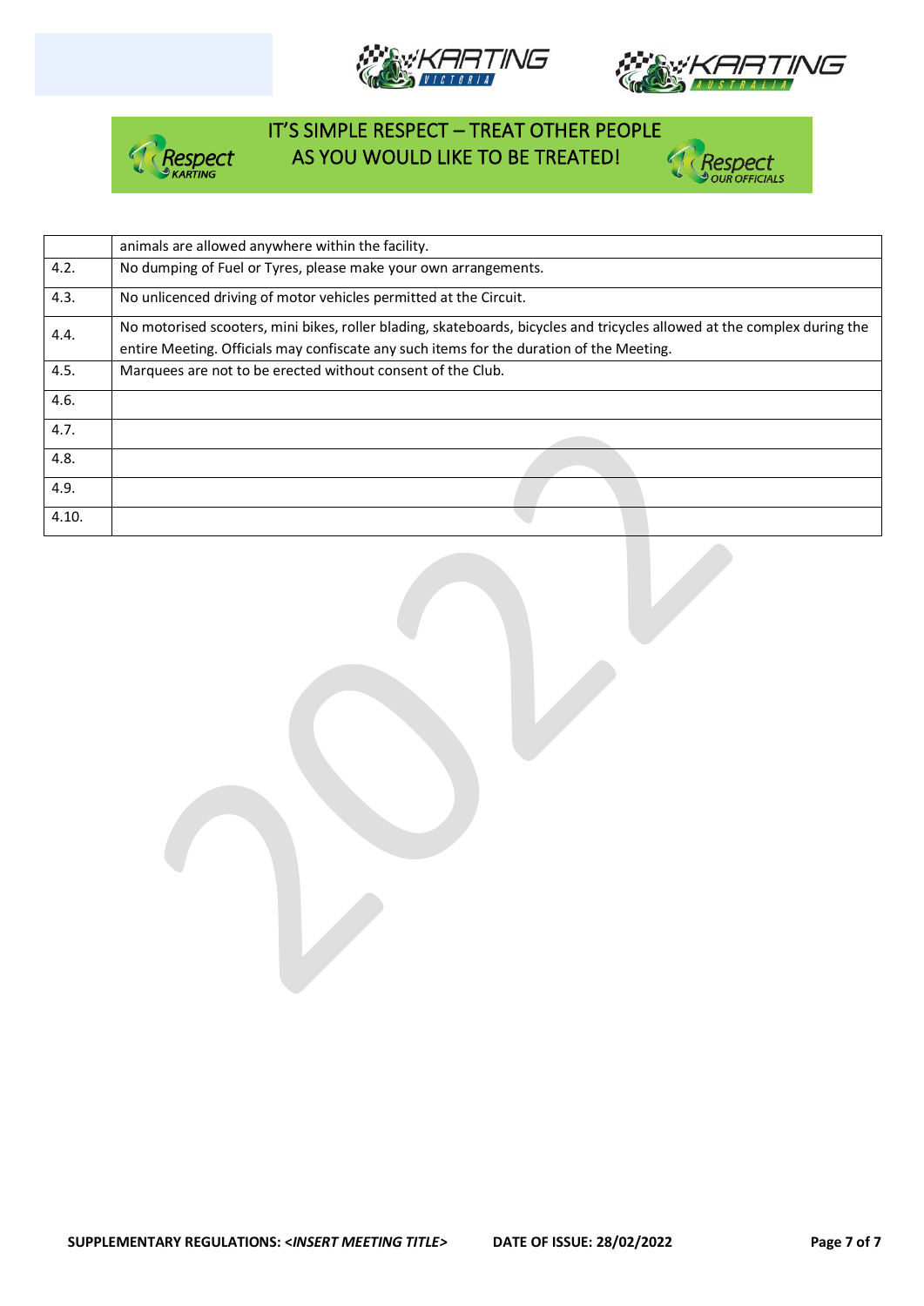IT'S SIMPLE RESPECT – TREAT OTHER PEOPLE AS YOU WOULD LIKE TO BE TREATED!

| | |
|---|---|
| | animals are allowed anywhere within the facility. |
| 4.2. | No dumping of Fuel or Tyres, please make your own arrangements. |
| 4.3. | No unlicenced driving of motor vehicles permitted at the Circuit. |
| 4.4. | No motorised scooters, mini bikes, roller blading, skateboards, bicycles and tricycles allowed at the complex during the entire Meeting. Officials may confiscate any such items for the duration of the Meeting. |
| 4.5. | Marquees are not to be erected without consent of the Club. |
| 4.6. | |
| 4.7. | |
| 4.8. | |
| 4.9. | |
| 4.10. | |